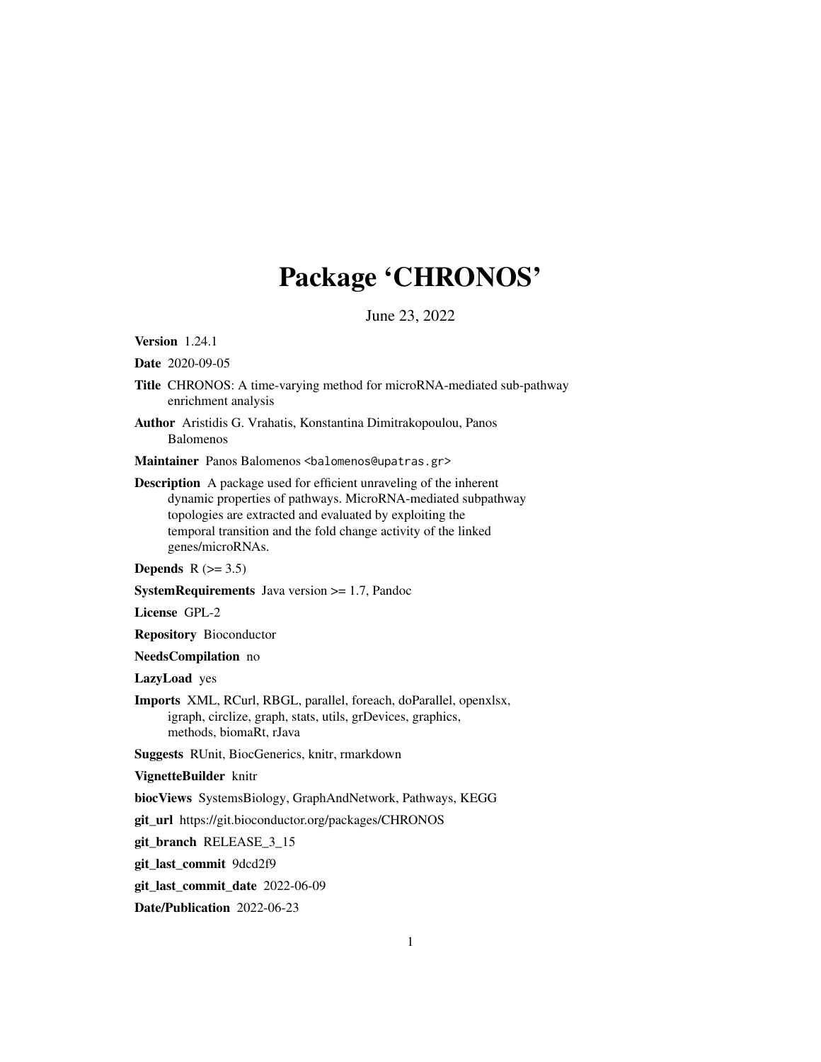# Package 'CHRONOS'

June 23, 2022

**Version** 1.24.1

**Date** 2020-09-05

**Title** CHRONOS: A time-varying method for microRNA-mediated sub-pathway enrichment analysis

**Author** Aristidis G. Vrahatis, Konstantina Dimitrakopoulou, Panos Balomenos

**Maintainer** Panos Balomenos <balomenos@upatras.gr>

**Description** A package used for efficient unraveling of the inherent dynamic properties of pathways. MicroRNA-mediated subpathway topologies are extracted and evaluated by exploiting the temporal transition and the fold change activity of the linked genes/microRNAs.

**Depends** R (>= 3.5)

**SystemRequirements** Java version >= 1.7, Pandoc

**License** GPL-2

**Repository** Bioconductor

**NeedsCompilation** no

**LazyLoad** yes

**Imports** XML, RCurl, RBGL, parallel, foreach, doParallel, openxlsx, igraph, circlize, graph, stats, utils, grDevices, graphics, methods, biomaRt, rJava

**Suggests** RUnit, BiocGenerics, knitr, rmarkdown

**VignetteBuilder** knitr

**biocViews** SystemsBiology, GraphAndNetwork, Pathways, KEGG

**git_url** https://git.bioconductor.org/packages/CHRONOS

**git_branch** RELEASE_3_15

**git_last_commit** 9dcd2f9

**git_last_commit_date** 2022-06-09

**Date/Publication** 2022-06-23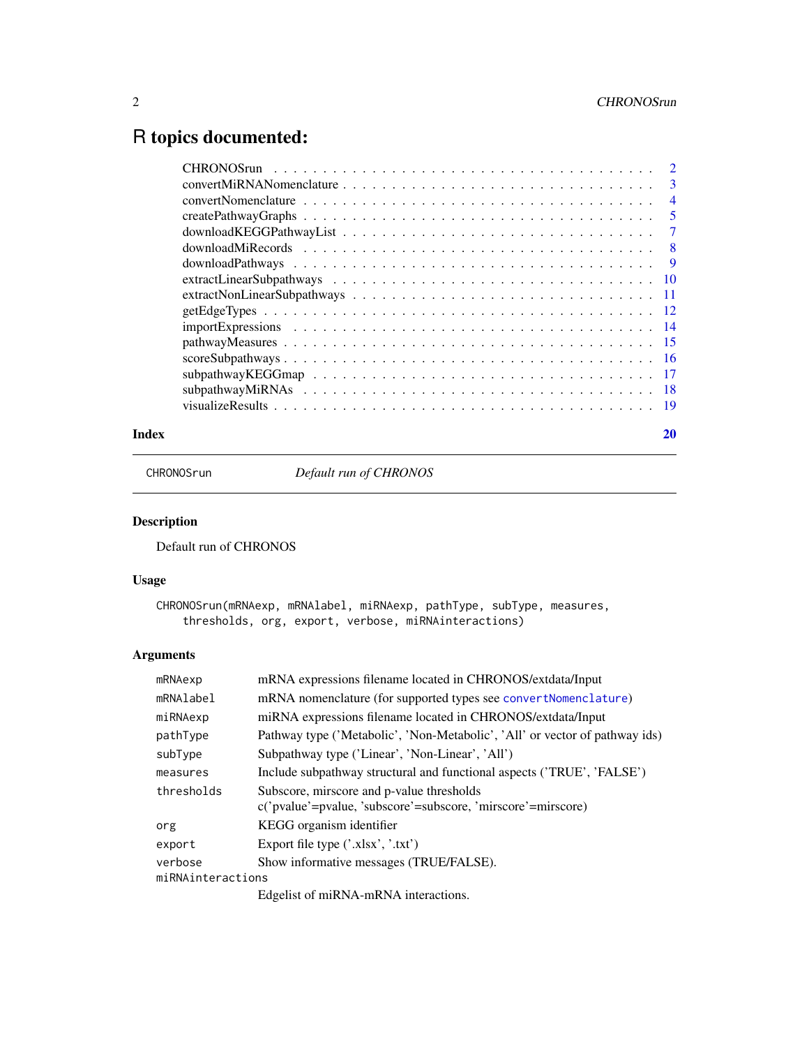# R topics documented:

| | |
|---|---|
| CHRONOSrun | 2 |
| convertMiRNANomenclature | 3 |
| convertNomenclature | 4 |
| createPathwayGraphs | 5 |
| downloadKEGGPathwayList | 7 |
| downloadMiRecords | 8 |
| downloadPathways | 9 |
| extractLinearSubpathways | 10 |
| extractNonLinearSubpathways | 11 |
| getEdgeTypes | 12 |
| importExpressions | 14 |
| pathwayMeasures | 15 |
| scoreSubpathways | 16 |
| subpathwayKEGGmap | 17 |
| subpathwayMiRNAs | 18 |
| visualizeResults | 19 |

**Index** **20**

---

CHRONOSrun *Default run of CHRONOS*

---

### Description

Default run of CHRONOS

### Usage

```
CHRONOSrun(mRNAexp, mRNAlabel, miRNAexp, pathType, subType, measures,
    thresholds, org, export, verbose, miRNAinteractions)
```

### Arguments

| | |
|---|---|
| mRNAexp | mRNA expressions filename located in CHRONOS/extdata/Input |
| mRNAlabel | mRNA nomenclature (for supported types see convertNomenclature) |
| miRNAexp | miRNA expressions filename located in CHRONOS/extdata/Input |
| pathType | Pathway type ('Metabolic', 'Non-Metabolic', 'All' or vector of pathway ids) |
| subType | Subpathway type ('Linear', 'Non-Linear', 'All') |
| measures | Include subpathway structural and functional aspects ('TRUE', 'FALSE') |
| thresholds | Subscore, mirscore and p-value thresholds c('pvalue'=pvalue, 'subscore'=subscore, 'mirscore'=mirscore) |
| org | KEGG organism identifier |
| export | Export file type ('.xlsx', '.txt') |
| verbose | Show informative messages (TRUE/FALSE). |
| miRNAinteractions | Edgelist of miRNA-mRNA interactions. |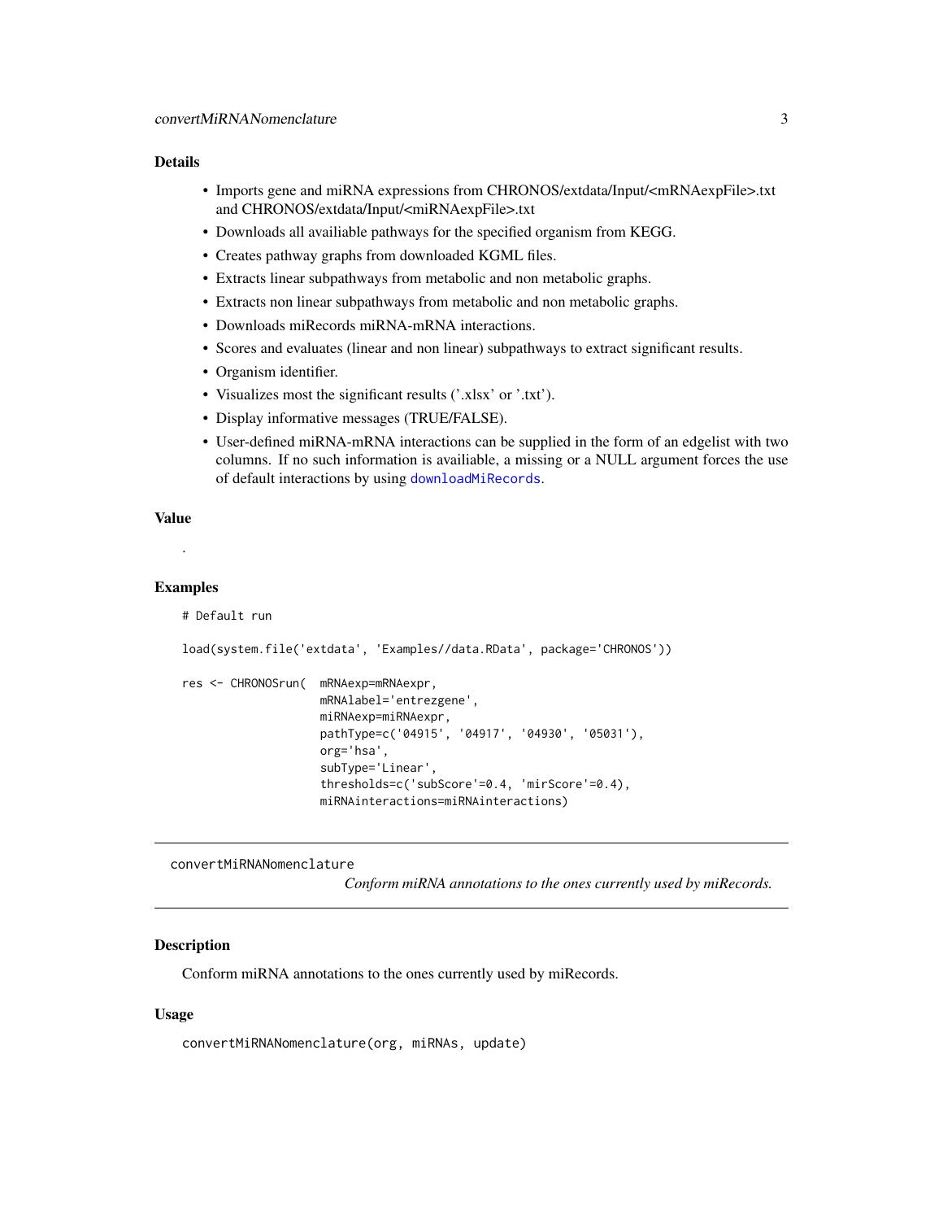### Details

- Imports gene and miRNA expressions from CHRONOS/extdata/Input/<mRNAexpFile>.txt and CHRONOS/extdata/Input/<miRNAexpFile>.txt
- Downloads all availiable pathways for the specified organism from KEGG.
- Creates pathway graphs from downloaded KGML files.
- Extracts linear subpathways from metabolic and non metabolic graphs.
- Extracts non linear subpathways from metabolic and non metabolic graphs.
- Downloads miRecords miRNA-mRNA interactions.
- Scores and evaluates (linear and non linear) subpathways to extract significant results.
- Organism identifier.
- Visualizes most the significant results ('.xlsx' or '.txt').
- Display informative messages (TRUE/FALSE).
- User-defined miRNA-mRNA interactions can be supplied in the form of an edgelist with two columns. If no such information is availiable, a missing or a NULL argument forces the use of default interactions by using `downloadMiRecords`.

### Value

.

### Examples

```
# Default run

load(system.file('extdata', 'Examples//data.RData', package='CHRONOS'))

res <- CHRONOSrun(  mRNAexp=mRNAexpr,
                    mRNAlabel='entrezgene',
                    miRNAexp=miRNAexpr,
                    pathType=c('04915', '04917', '04930', '05031'),
                    org='hsa',
                    subType='Linear',
                    thresholds=c('subScore'=0.4, 'mirScore'=0.4),
                    miRNAinteractions=miRNAinteractions)
```

---

## convertMiRNANomenclature

*Conform miRNA annotations to the ones currently used by miRecords.*

---

### Description

Conform miRNA annotations to the ones currently used by miRecords.

### Usage

```
convertMiRNANomenclature(org, miRNAs, update)
```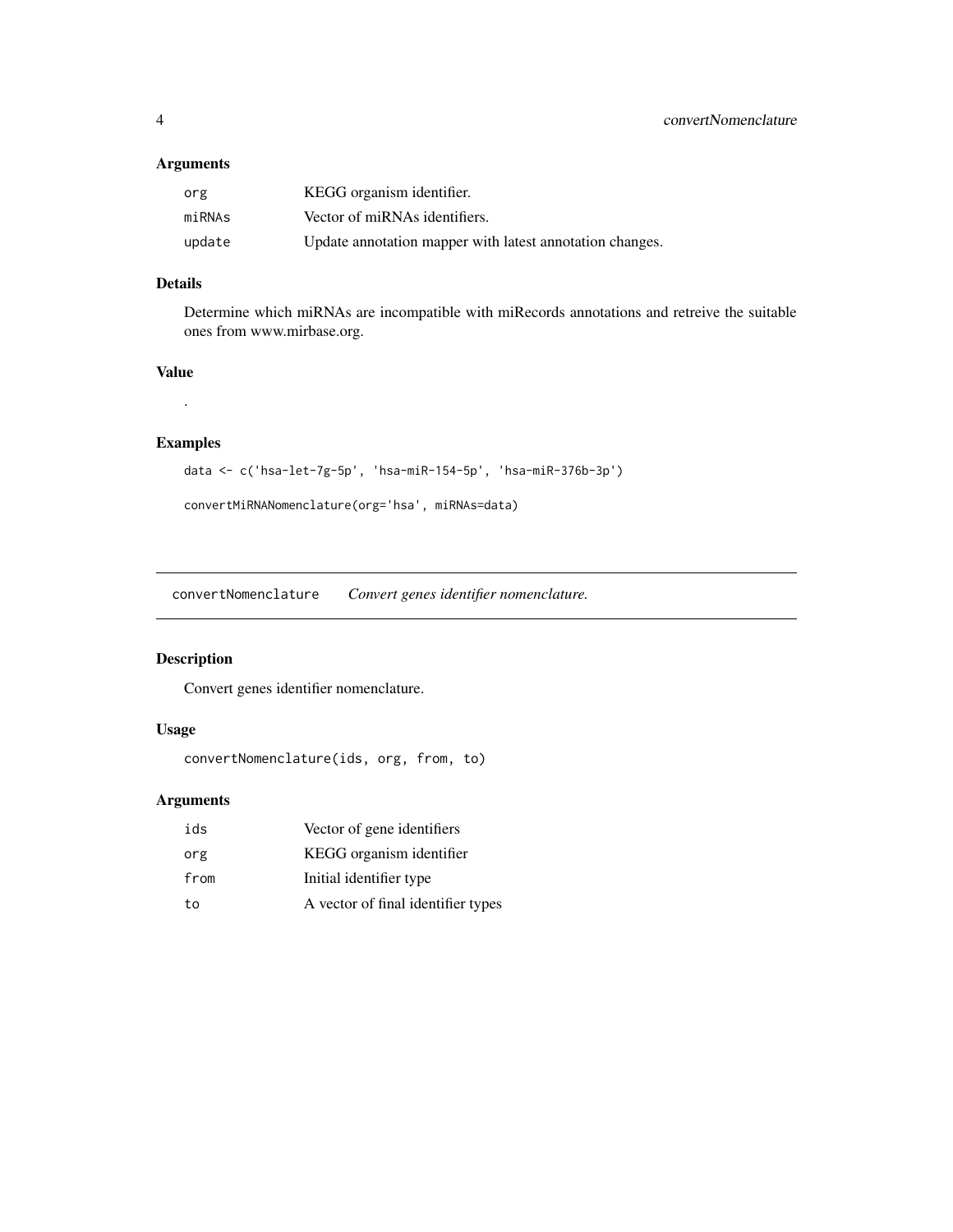### Arguments

| | |
|---|---|
| `org` | KEGG organism identifier. |
| `miRNAs` | Vector of miRNAs identifiers. |
| `update` | Update annotation mapper with latest annotation changes. |

### Details

Determine which miRNAs are incompatible with miRecords annotations and retreive the suitable ones from www.mirbase.org.

### Value

.

### Examples

```
data <- c('hsa-let-7g-5p', 'hsa-miR-154-5p', 'hsa-miR-376b-3p')

convertMiRNANomenclature(org='hsa', miRNAs=data)
```

---

## `convertNomenclature` *Convert genes identifier nomenclature.*

---

### Description

Convert genes identifier nomenclature.

### Usage

```
convertNomenclature(ids, org, from, to)
```

### Arguments

| | |
|---|---|
| `ids` | Vector of gene identifiers |
| `org` | KEGG organism identifier |
| `from` | Initial identifier type |
| `to` | A vector of final identifier types |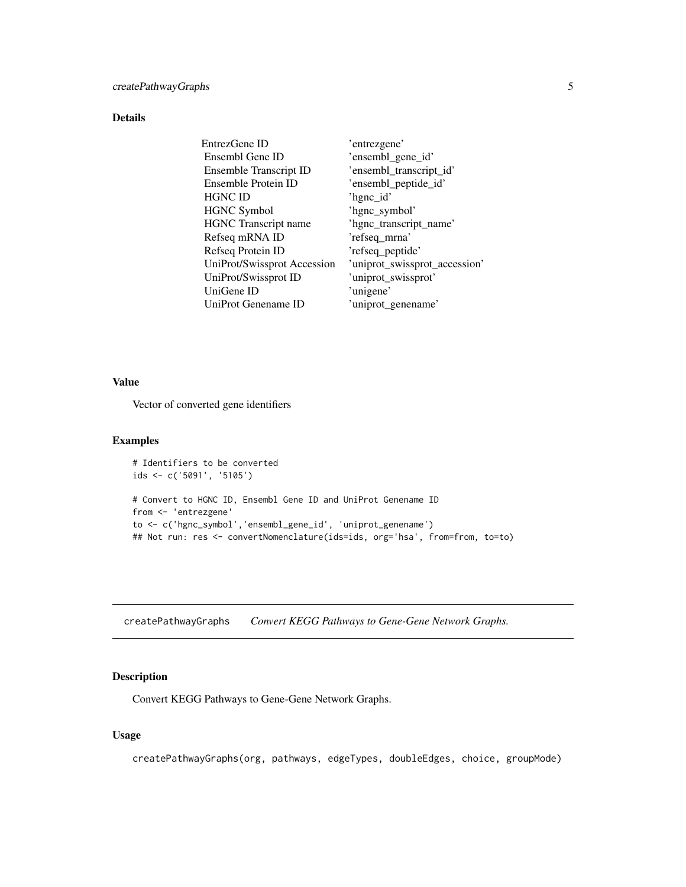### Details

| | |
|---|---|
| EntrezGene ID | 'entrezgene' |
| Ensembl Gene ID | 'ensembl_gene_id' |
| Ensemble Transcript ID | 'ensembl_transcript_id' |
| Ensemble Protein ID | 'ensembl_peptide_id' |
| HGNC ID | 'hgnc_id' |
| HGNC Symbol | 'hgnc_symbol' |
| HGNC Transcript name | 'hgnc_transcript_name' |
| Refseq mRNA ID | 'refseq_mrna' |
| Refseq Protein ID | 'refseq_peptide' |
| UniProt/Swissprot Accession | 'uniprot_swissprot_accession' |
| UniProt/Swissprot ID | 'uniprot_swissprot' |
| UniGene ID | 'unigene' |
| UniProt Genename ID | 'uniprot_genename' |

### Value

Vector of converted gene identifiers

### Examples

```
# Identifiers to be converted
ids <- c('5091', '5105')

# Convert to HGNC ID, Ensembl Gene ID and UniProt Genename ID
from <- 'entrezgene'
to <- c('hgnc_symbol','ensembl_gene_id', 'uniprot_genename')
## Not run: res <- convertNomenclature(ids=ids, org='hsa', from=from, to=to)
```

---

## createPathwayGraphs *Convert KEGG Pathways to Gene-Gene Network Graphs.*

---

### Description

Convert KEGG Pathways to Gene-Gene Network Graphs.

### Usage

```
createPathwayGraphs(org, pathways, edgeTypes, doubleEdges, choice, groupMode)
```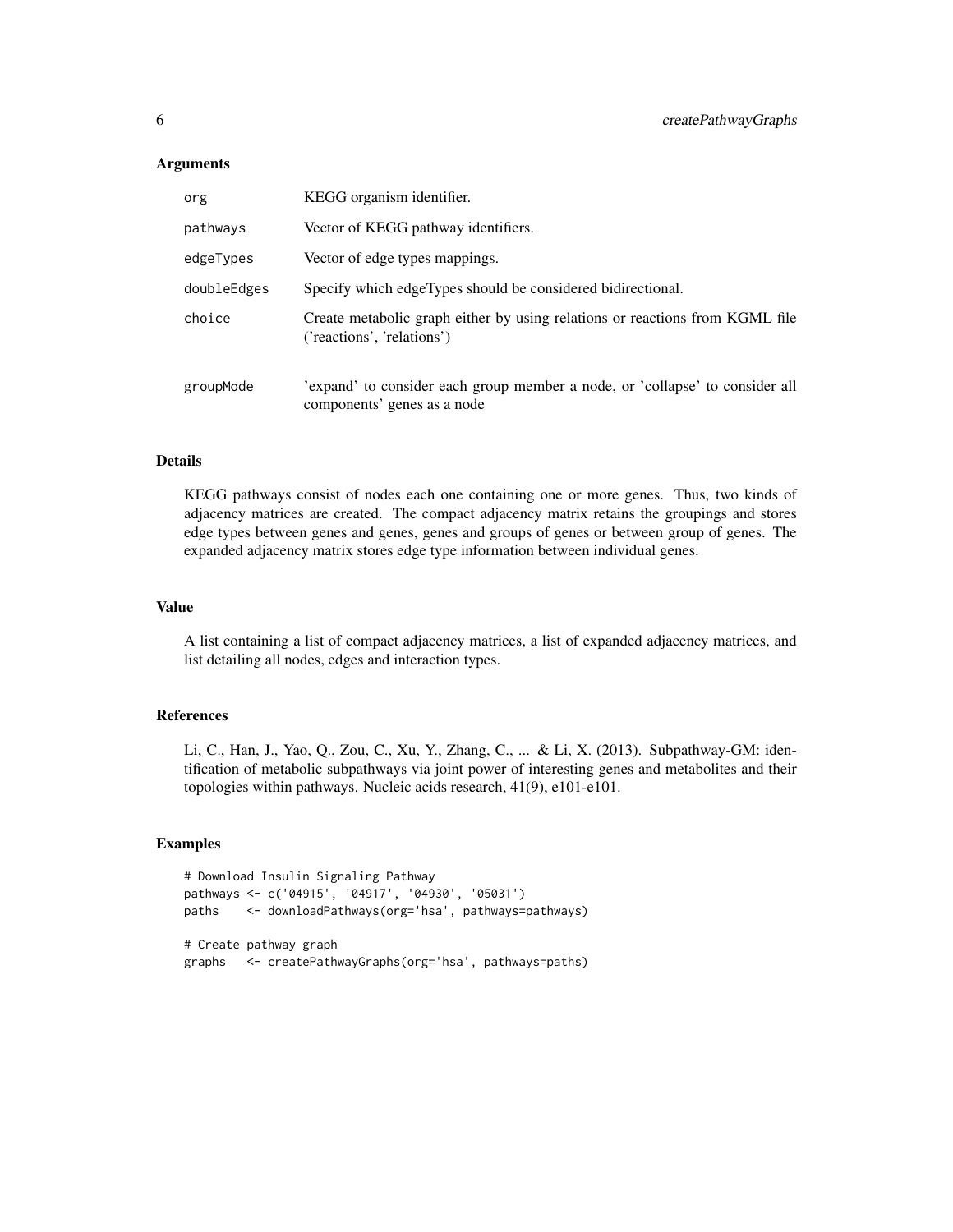## Arguments

| | |
|---|---|
| org | KEGG organism identifier. |
| pathways | Vector of KEGG pathway identifiers. |
| edgeTypes | Vector of edge types mappings. |
| doubleEdges | Specify which edgeTypes should be considered bidirectional. |
| choice | Create metabolic graph either by using relations or reactions from KGML file ('reactions', 'relations') |
| groupMode | 'expand' to consider each group member a node, or 'collapse' to consider all components' genes as a node |

## Details

KEGG pathways consist of nodes each one containing one or more genes. Thus, two kinds of adjacency matrices are created. The compact adjacency matrix retains the groupings and stores edge types between genes and genes, genes and groups of genes or between group of genes. The expanded adjacency matrix stores edge type information between individual genes.

## Value

A list containing a list of compact adjacency matrices, a list of expanded adjacency matrices, and list detailing all nodes, edges and interaction types.

## References

Li, C., Han, J., Yao, Q., Zou, C., Xu, Y., Zhang, C., ... & Li, X. (2013). Subpathway-GM: identification of metabolic subpathways via joint power of interesting genes and metabolites and their topologies within pathways. Nucleic acids research, 41(9), e101-e101.

## Examples

```
# Download Insulin Signaling Pathway
pathways <- c('04915', '04917', '04930', '05031')
paths    <- downloadPathways(org='hsa', pathways=pathways)

# Create pathway graph
graphs   <- createPathwayGraphs(org='hsa', pathways=paths)
```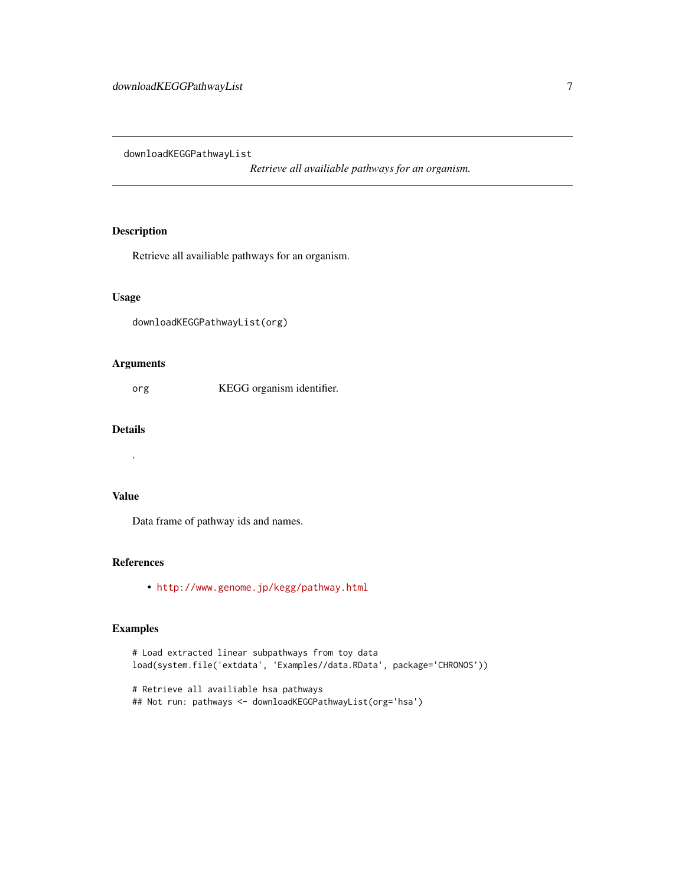`downloadKEGGPathwayList` *Retrieve all availiable pathways for an organism.*

## Description

Retrieve all availiable pathways for an organism.

## Usage

```
downloadKEGGPathwayList(org)
```

## Arguments

| | |
|---|---|
| `org` | KEGG organism identifier. |

## Details

.

## Value

Data frame of pathway ids and names.

## References

- http://www.genome.jp/kegg/pathway.html

## Examples

```
# Load extracted linear subpathways from toy data
load(system.file('extdata', 'Examples//data.RData', package='CHRONOS'))

# Retrieve all availiable hsa pathways
## Not run: pathways <- downloadKEGGPathwayList(org='hsa')
```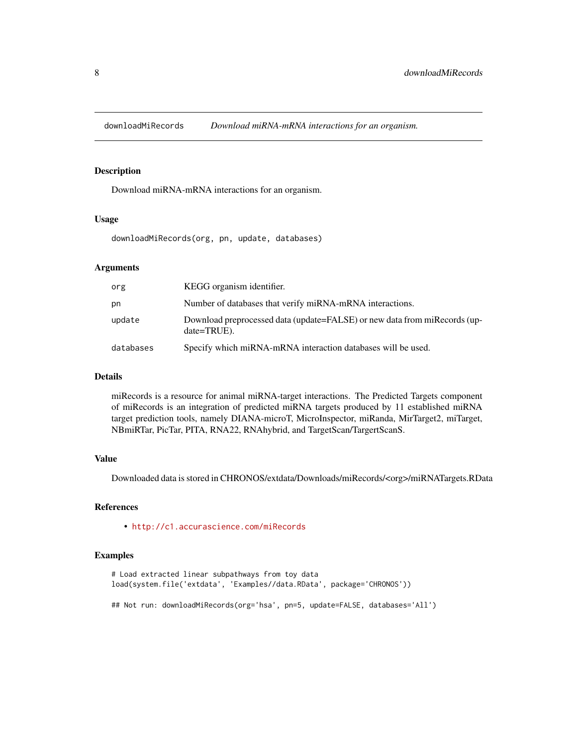# downloadMiRecords — *Download miRNA-mRNA interactions for an organism.*

## Description

Download miRNA-mRNA interactions for an organism.

## Usage

```
downloadMiRecords(org, pn, update, databases)
```

## Arguments

| | |
|---|---|
| `org` | KEGG organism identifier. |
| `pn` | Number of databases that verify miRNA-mRNA interactions. |
| `update` | Download preprocessed data (update=FALSE) or new data from miRecords (update=TRUE). |
| `databases` | Specify which miRNA-mRNA interaction databases will be used. |

## Details

miRecords is a resource for animal miRNA-target interactions. The Predicted Targets component of miRecords is an integration of predicted miRNA targets produced by 11 established miRNA target prediction tools, namely DIANA-microT, MicroInspector, miRanda, MirTarget2, miTarget, NBmiRTar, PicTar, PITA, RNA22, RNAhybrid, and TargetScan/TargertScanS.

## Value

Downloaded data is stored in CHRONOS/extdata/Downloads/miRecords/<org>/miRNATargets.RData

## References

- http://c1.accurascience.com/miRecords

## Examples

```
# Load extracted linear subpathways from toy data
load(system.file('extdata', 'Examples//data.RData', package='CHRONOS'))

## Not run: downloadMiRecords(org='hsa', pn=5, update=FALSE, databases='All')
```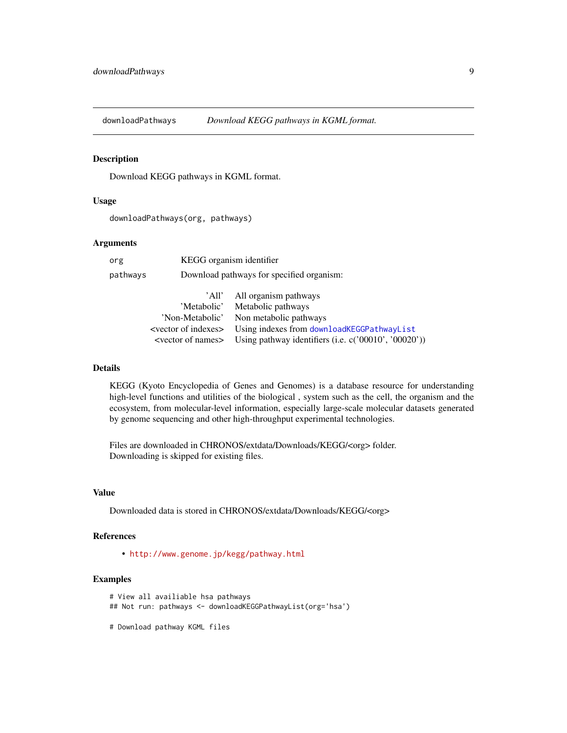`downloadPathways` *Download KEGG pathways in KGML format.*

## Description

Download KEGG pathways in KGML format.

## Usage

```
downloadPathways(org, pathways)
```

## Arguments

| | |
|---|---|
| `org` | KEGG organism identifier |
| `pathways` | Download pathways for specified organism: |

| | |
|---|---|
| 'All' | All organism pathways |
| 'Metabolic' | Metabolic pathways |
| 'Non-Metabolic' | Non metabolic pathways |
| <vector of indexes> | Using indexes from `downloadKEGGPathwayList` |
| <vector of names> | Using pathway identifiers (i.e. c('00010', '00020')) |

## Details

KEGG (Kyoto Encyclopedia of Genes and Genomes) is a database resource for understanding high-level functions and utilities of the biological , system such as the cell, the organism and the ecosystem, from molecular-level information, especially large-scale molecular datasets generated by genome sequencing and other high-throughput experimental technologies.

Files are downloaded in CHRONOS/extdata/Downloads/KEGG/<org> folder.
Downloading is skipped for existing files.

## Value

Downloaded data is stored in CHRONOS/extdata/Downloads/KEGG/<org>

## References

- http://www.genome.jp/kegg/pathway.html

## Examples

```
# View all availiable hsa pathways
## Not run: pathways <- downloadKEGGPathwayList(org='hsa')

# Download pathway KGML files
```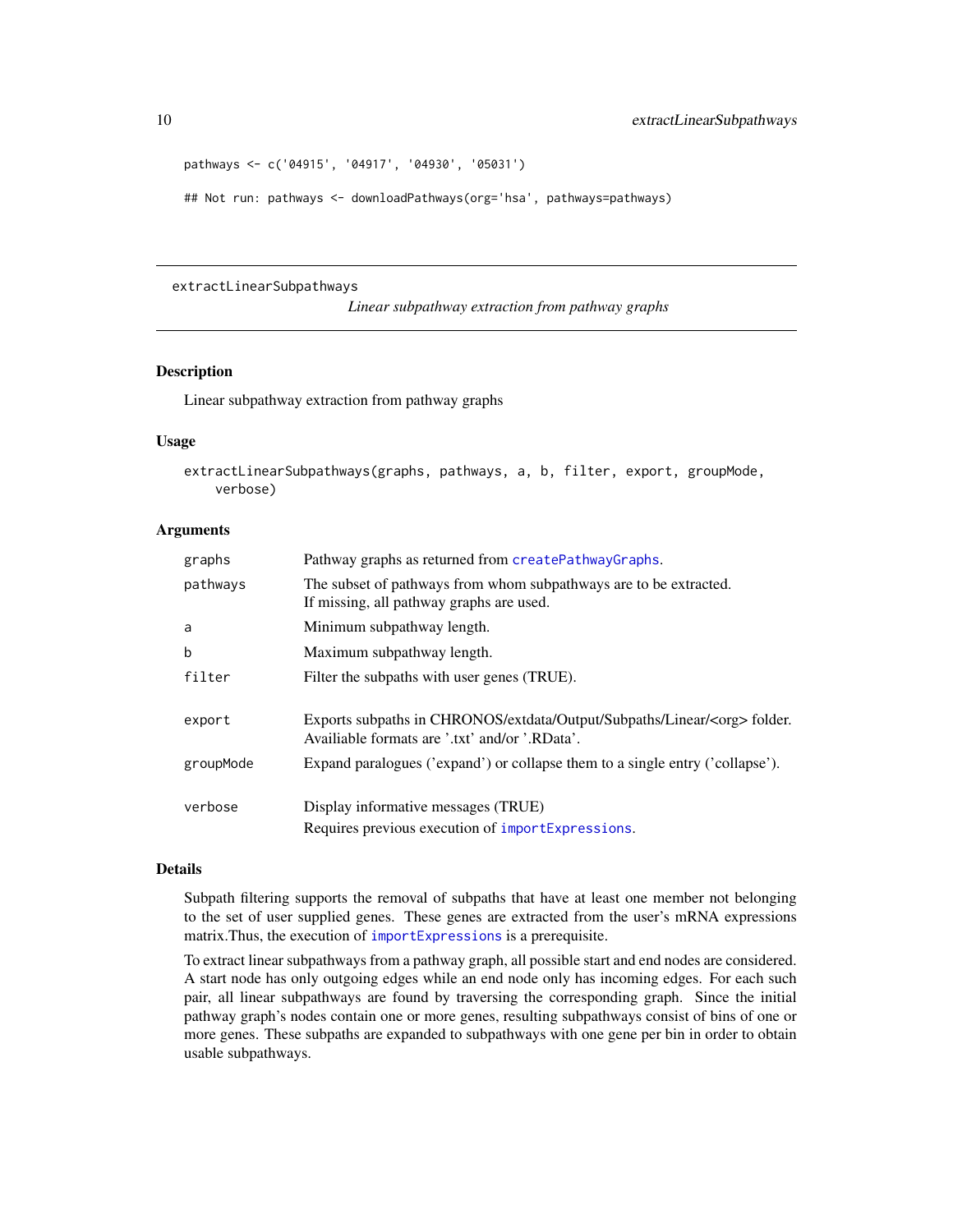```
pathways <- c('04915', '04917', '04930', '05031')

## Not run: pathways <- downloadPathways(org='hsa', pathways=pathways)
```

---

## extractLinearSubpathways

*Linear subpathway extraction from pathway graphs*

### Description

Linear subpathway extraction from pathway graphs

### Usage

```
extractLinearSubpathways(graphs, pathways, a, b, filter, export, groupMode,
    verbose)
```

### Arguments

| | |
|---|---|
| graphs | Pathway graphs as returned from createPathwayGraphs. |
| pathways | The subset of pathways from whom subpathways are to be extracted. If missing, all pathway graphs are used. |
| a | Minimum subpathway length. |
| b | Maximum subpathway length. |
| filter | Filter the subpaths with user genes (TRUE). |
| export | Exports subpaths in CHRONOS/extdata/Output/Subpaths/Linear/<org> folder. Availiable formats are '.txt' and/or '.RData'. |
| groupMode | Expand paralogues ('expand') or collapse them to a single entry ('collapse'). |
| verbose | Display informative messages (TRUE)<br>Requires previous execution of importExpressions. |

### Details

Subpath filtering supports the removal of subpaths that have at least one member not belonging to the set of user supplied genes. These genes are extracted from the user's mRNA expressions matrix.Thus, the execution of importExpressions is a prerequisite.

To extract linear subpathways from a pathway graph, all possible start and end nodes are considered. A start node has only outgoing edges while an end node only has incoming edges. For each such pair, all linear subpathways are found by traversing the corresponding graph. Since the initial pathway graph's nodes contain one or more genes, resulting subpathways consist of bins of one or more genes. These subpaths are expanded to subpathways with one gene per bin in order to obtain usable subpathways.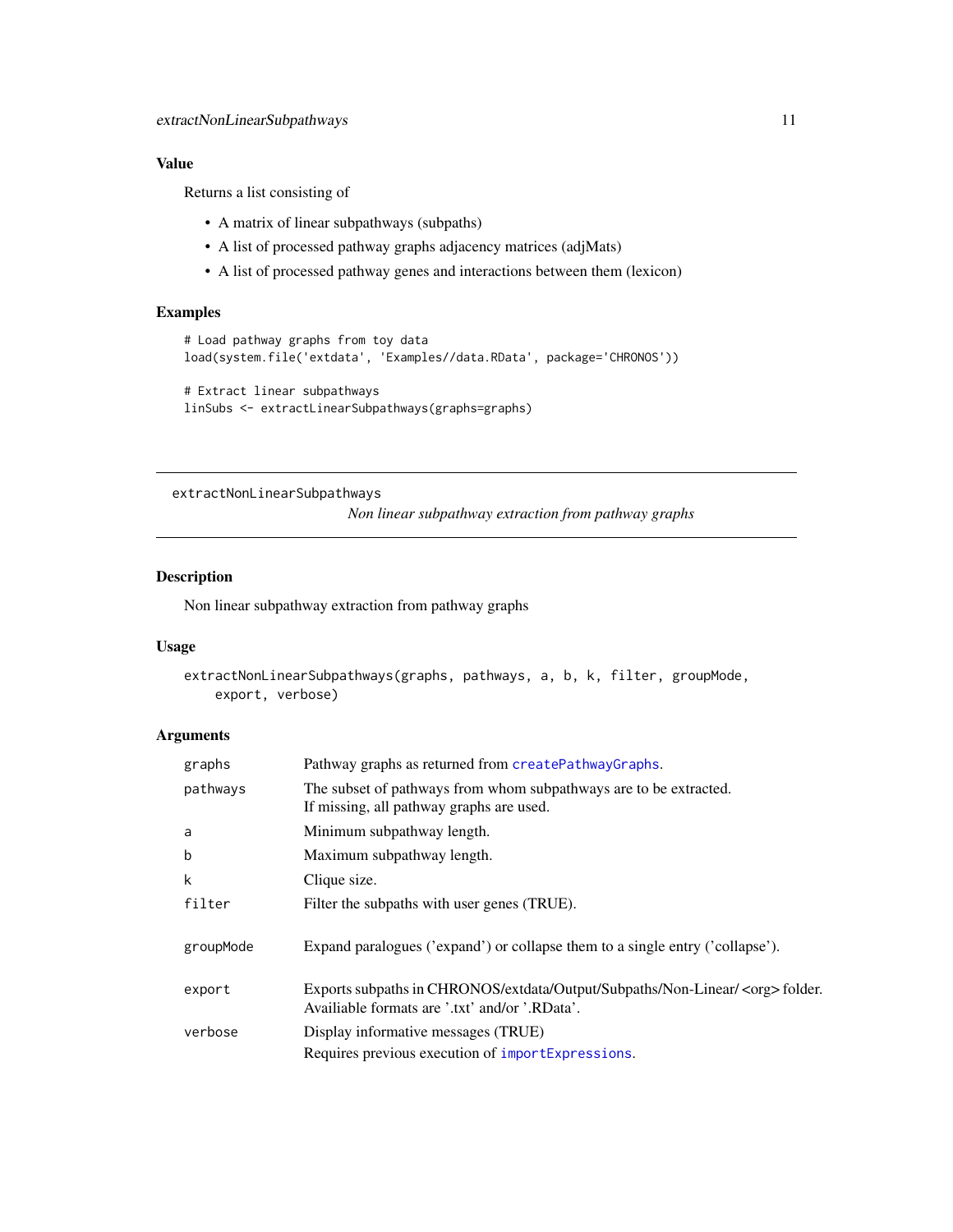### Value

Returns a list consisting of

- A matrix of linear subpathways (subpaths)
- A list of processed pathway graphs adjacency matrices (adjMats)
- A list of processed pathway genes and interactions between them (lexicon)

### Examples

```
# Load pathway graphs from toy data
load(system.file('extdata', 'Examples//data.RData', package='CHRONOS'))

# Extract linear subpathways
linSubs <- extractLinearSubpathways(graphs=graphs)
```

---

## extractNonLinearSubpathways

*Non linear subpathway extraction from pathway graphs*

---

### Description

Non linear subpathway extraction from pathway graphs

### Usage

```
extractNonLinearSubpathways(graphs, pathways, a, b, k, filter, groupMode,
    export, verbose)
```

### Arguments

| | |
|---|---|
| graphs | Pathway graphs as returned from createPathwayGraphs. |
| pathways | The subset of pathways from whom subpathways are to be extracted. If missing, all pathway graphs are used. |
| a | Minimum subpathway length. |
| b | Maximum subpathway length. |
| k | Clique size. |
| filter | Filter the subpaths with user genes (TRUE). |
| groupMode | Expand paralogues ('expand') or collapse them to a single entry ('collapse'). |
| export | Exports subpaths in CHRONOS/extdata/Output/Subpaths/Non-Linear/ <org> folder. Availiable formats are '.txt' and/or '.RData'. |
| verbose | Display informative messages (TRUE)<br>Requires previous execution of importExpressions. |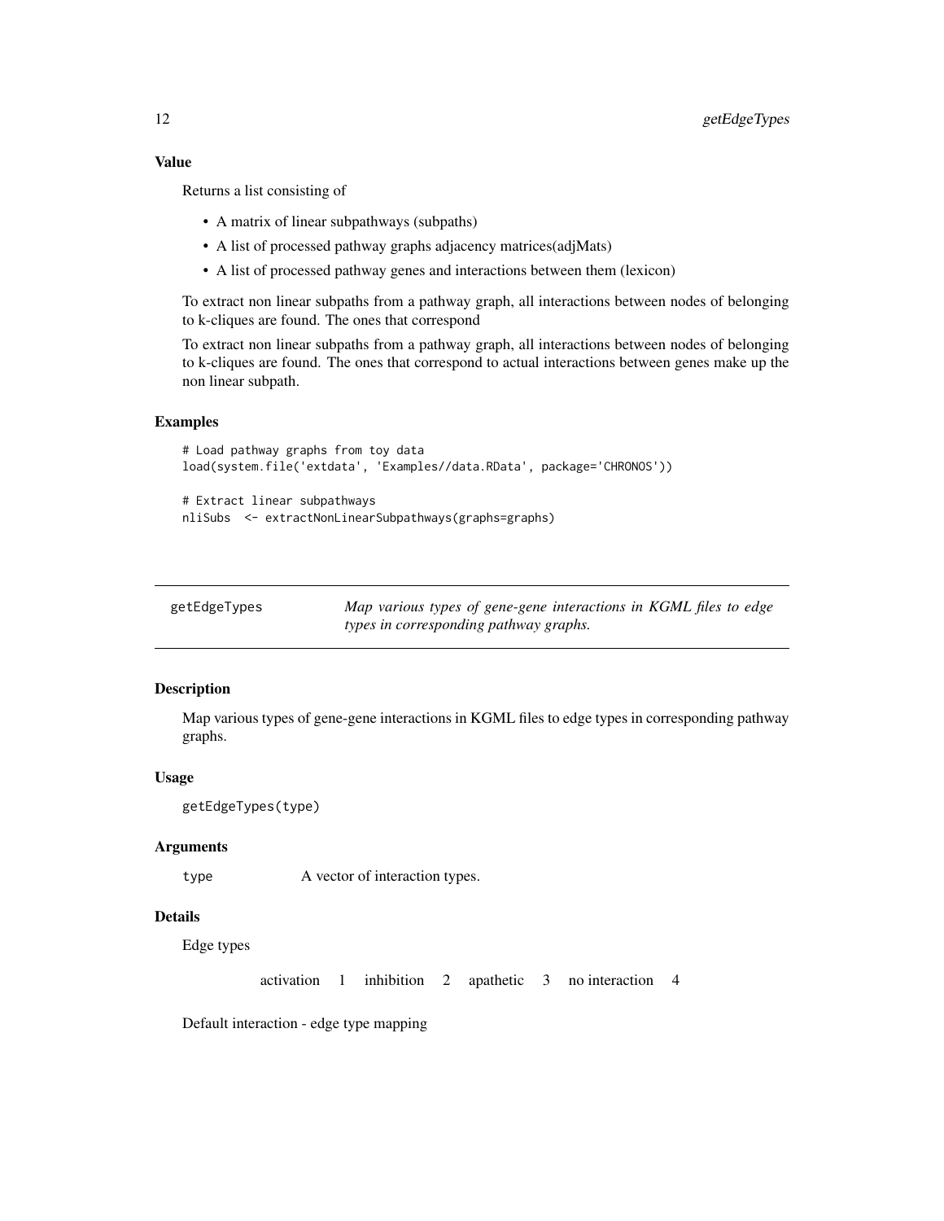### Value

Returns a list consisting of

- A matrix of linear subpathways (subpaths)
- A list of processed pathway graphs adjacency matrices(adjMats)
- A list of processed pathway genes and interactions between them (lexicon)

To extract non linear subpaths from a pathway graph, all interactions between nodes of belonging to k-cliques are found. The ones that correspond

To extract non linear subpaths from a pathway graph, all interactions between nodes of belonging to k-cliques are found. The ones that correspond to actual interactions between genes make up the non linear subpath.

### Examples

```
# Load pathway graphs from toy data
load(system.file('extdata', 'Examples//data.RData', package='CHRONOS'))

# Extract linear subpathways
nliSubs  <- extractNonLinearSubpathways(graphs=graphs)
```

---

## getEdgeTypes    *Map various types of gene-gene interactions in KGML files to edge types in corresponding pathway graphs.*

---

### Description

Map various types of gene-gene interactions in KGML files to edge types in corresponding pathway graphs.

### Usage

```
getEdgeTypes(type)
```

### Arguments

| | |
|---|---|
| type | A vector of interaction types. |

### Details

Edge types

| | | | | | | | |
|---|---|---|---|---|---|---|---|
| activation | 1 | inhibition | 2 | apathetic | 3 | no interaction | 4 |

Default interaction - edge type mapping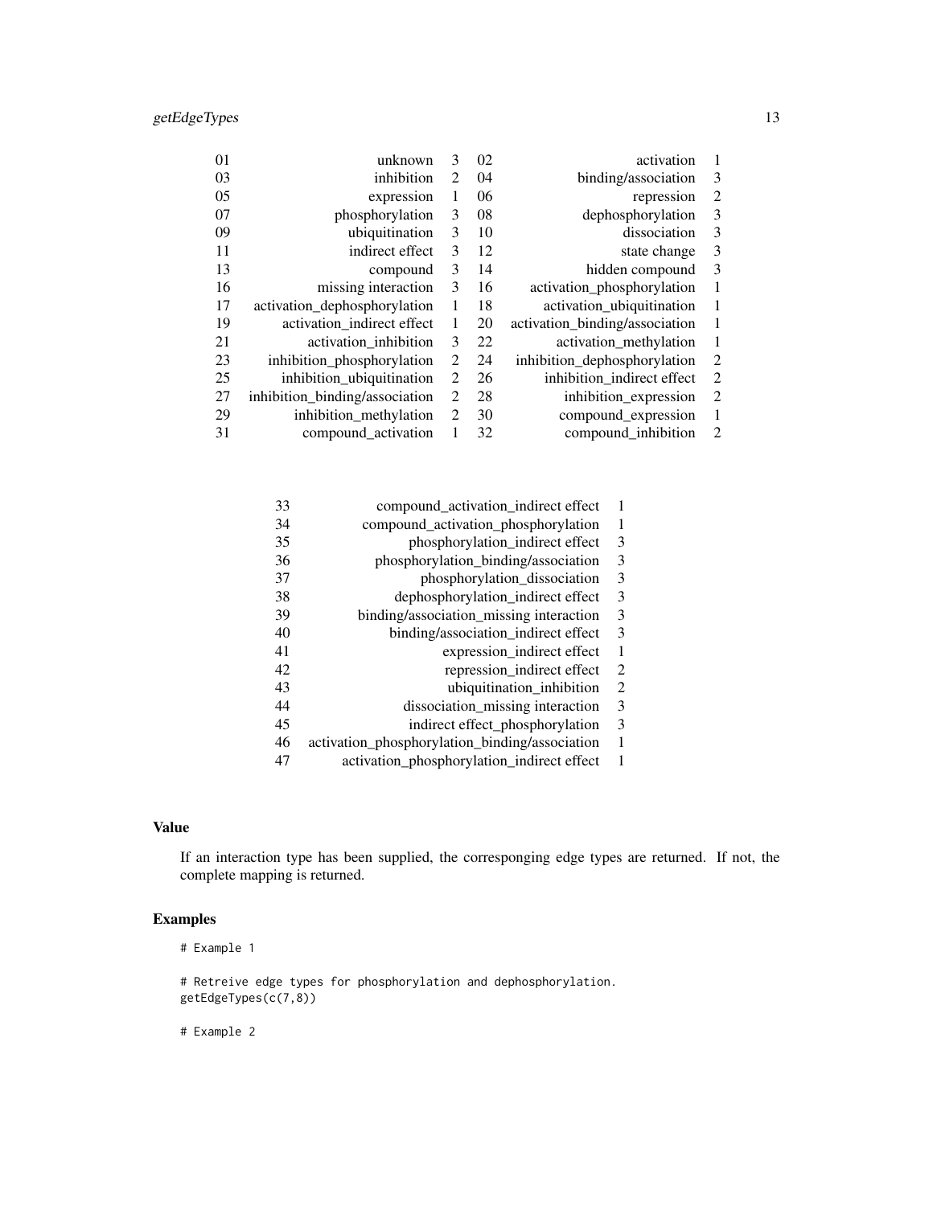| | | | | | |
|---|---|---|---|---|---|
| 01 | unknown | 3 | 02 | activation | 1 |
| 03 | inhibition | 2 | 04 | binding/association | 3 |
| 05 | expression | 1 | 06 | repression | 2 |
| 07 | phosphorylation | 3 | 08 | dephosphorylation | 3 |
| 09 | ubiquitination | 3 | 10 | dissociation | 3 |
| 11 | indirect effect | 3 | 12 | state change | 3 |
| 13 | compound | 3 | 14 | hidden compound | 3 |
| 16 | missing interaction | 3 | 16 | activation_phosphorylation | 1 |
| 17 | activation_dephosphorylation | 1 | 18 | activation_ubiquitination | 1 |
| 19 | activation_indirect effect | 1 | 20 | activation_binding/association | 1 |
| 21 | activation_inhibition | 3 | 22 | activation_methylation | 1 |
| 23 | inhibition_phosphorylation | 2 | 24 | inhibition_dephosphorylation | 2 |
| 25 | inhibition_ubiquitination | 2 | 26 | inhibition_indirect effect | 2 |
| 27 | inhibition_binding/association | 2 | 28 | inhibition_expression | 2 |
| 29 | inhibition_methylation | 2 | 30 | compound_expression | 1 |
| 31 | compound_activation | 1 | 32 | compound_inhibition | 2 |

| | | |
|---|---|---|
| 33 | compound_activation_indirect effect | 1 |
| 34 | compound_activation_phosphorylation | 1 |
| 35 | phosphorylation_indirect effect | 3 |
| 36 | phosphorylation_binding/association | 3 |
| 37 | phosphorylation_dissociation | 3 |
| 38 | dephosphorylation_indirect effect | 3 |
| 39 | binding/association_missing interaction | 3 |
| 40 | binding/association_indirect effect | 3 |
| 41 | expression_indirect effect | 1 |
| 42 | repression_indirect effect | 2 |
| 43 | ubiquitination_inhibition | 2 |
| 44 | dissociation_missing interaction | 3 |
| 45 | indirect effect_phosphorylation | 3 |
| 46 | activation_phosphorylation_binding/association | 1 |
| 47 | activation_phosphorylation_indirect effect | 1 |

## Value

If an interaction type has been supplied, the corresponging edge types are returned. If not, the complete mapping is returned.

## Examples

```
# Example 1

# Retreive edge types for phosphorylation and dephosphorylation.
getEdgeTypes(c(7,8))

# Example 2
```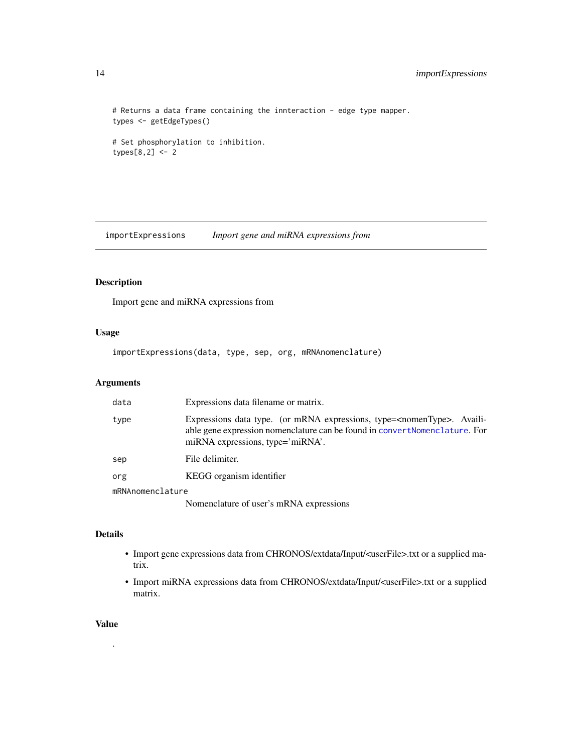```
# Returns a data frame containing the innteraction - edge type mapper.
types <- getEdgeTypes()

# Set phosphorylation to inhibition.
types[8,2] <- 2
```

## importExpressions *Import gene and miRNA expressions from*

### Description

Import gene and miRNA expressions from

### Usage

```
importExpressions(data, type, sep, org, mRNAnomenclature)
```

### Arguments

| Argument | Description |
|---|---|
| `data` | Expressions data filename or matrix. |
| `type` | Expressions data type. (or mRNA expressions, type=<nomenType>. Available gene expression nomenclature can be found in `convertNomenclature`. For miRNA expressions, type='miRNA'. |
| `sep` | File delimiter. |
| `org` | KEGG organism identifier |
| `mRNAnomenclature` | Nomenclature of user's mRNA expressions |

### Details

- Import gene expressions data from CHRONOS/extdata/Input/<userFile>.txt or a supplied matrix.
- Import miRNA expressions data from CHRONOS/extdata/Input/<userFile>.txt or a supplied matrix.

### Value

.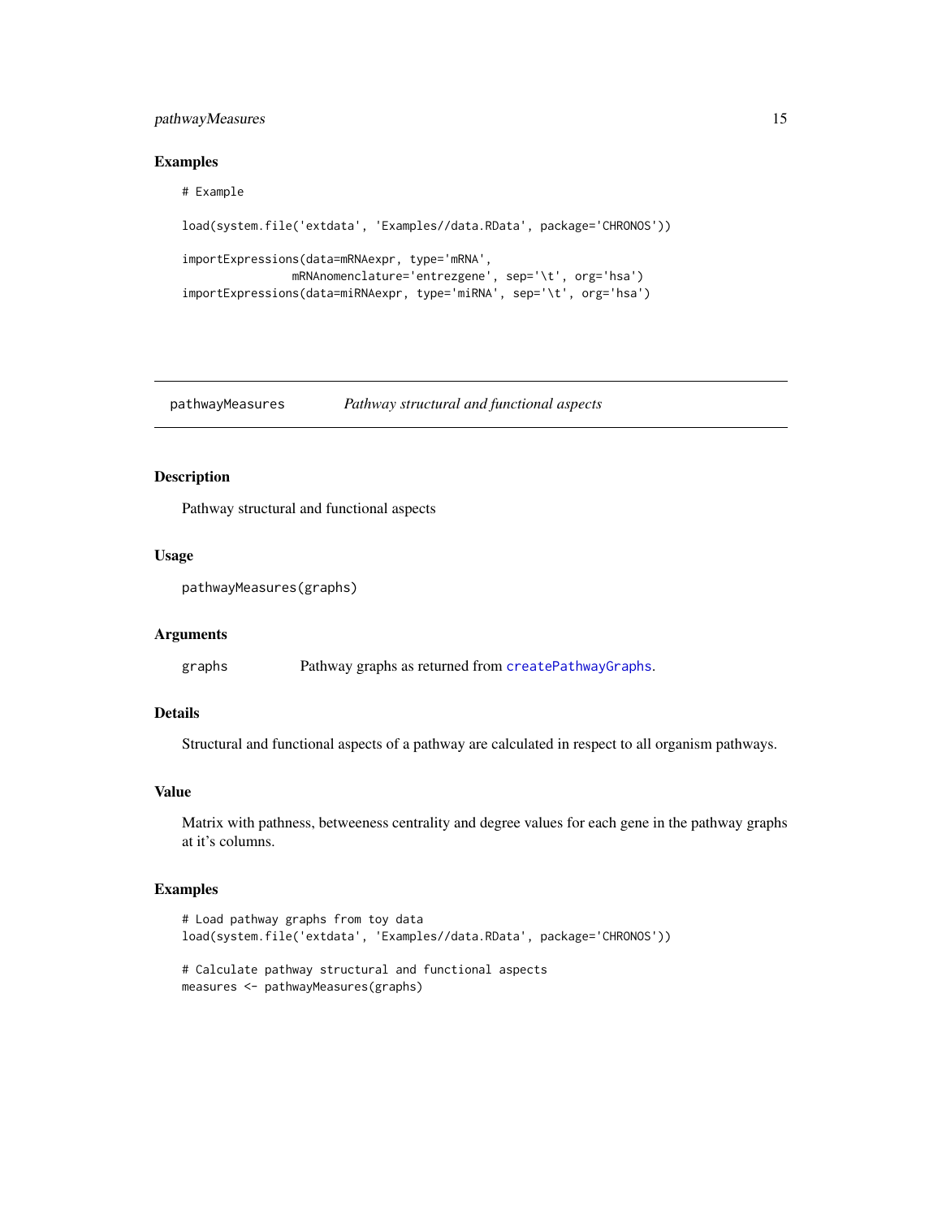## Examples

```
# Example

load(system.file('extdata', 'Examples//data.RData', package='CHRONOS'))

importExpressions(data=mRNAexpr, type='mRNA',
                mRNAnomenclature='entrezgene', sep='\t', org='hsa')
importExpressions(data=miRNAexpr, type='miRNA', sep='\t', org='hsa')
```

---

# pathwayMeasures    *Pathway structural and functional aspects*

## Description

Pathway structural and functional aspects

## Usage

```
pathwayMeasures(graphs)
```

## Arguments

| | |
|---|---|
| graphs | Pathway graphs as returned from `createPathwayGraphs`. |

## Details

Structural and functional aspects of a pathway are calculated in respect to all organism pathways.

## Value

Matrix with pathness, betweeness centrality and degree values for each gene in the pathway graphs at it's columns.

## Examples

```
# Load pathway graphs from toy data
load(system.file('extdata', 'Examples//data.RData', package='CHRONOS'))

# Calculate pathway structural and functional aspects
measures <- pathwayMeasures(graphs)
```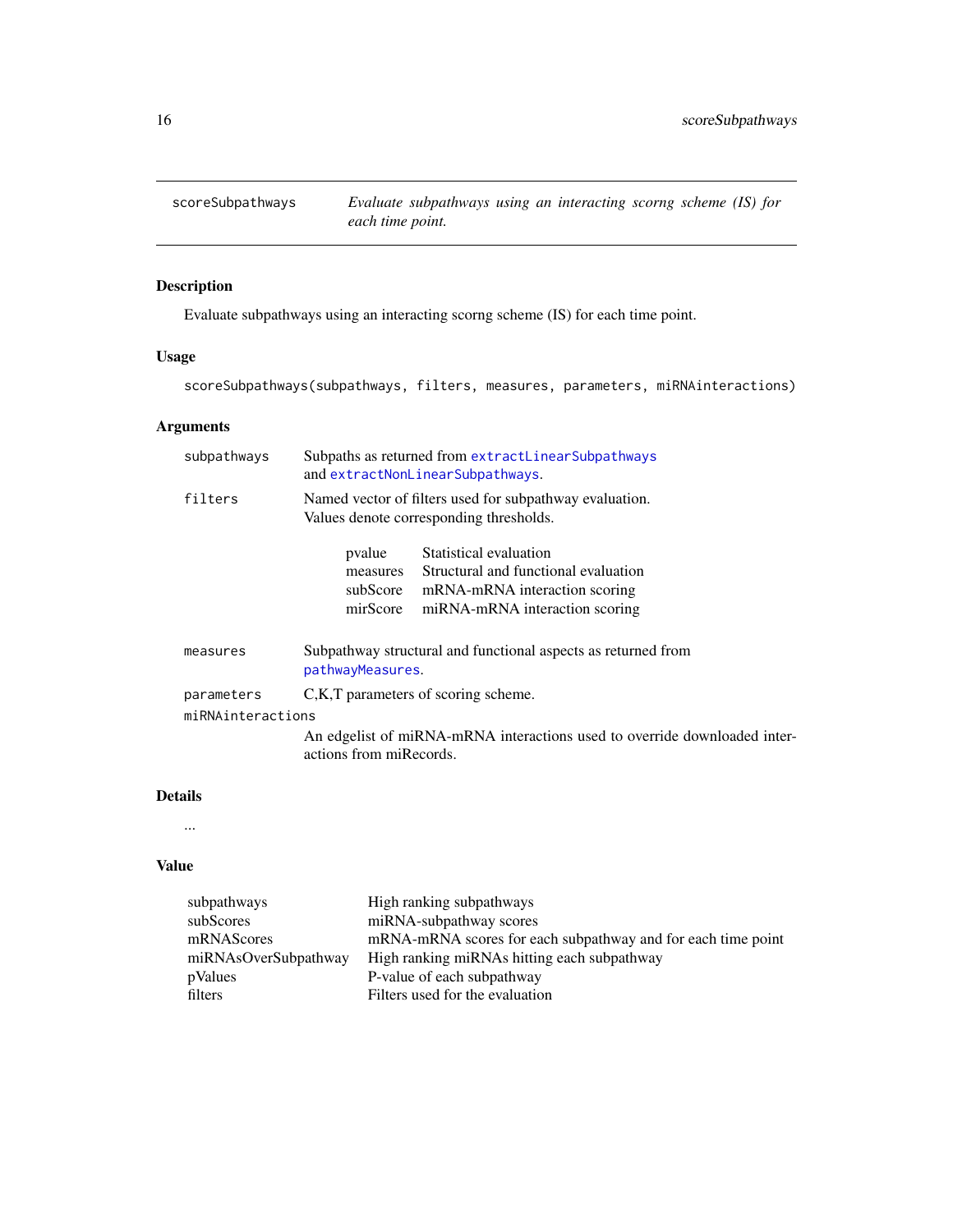## scoreSubpathways — *Evaluate subpathways using an interacting scorng scheme (IS) for each time point.*

### Description

Evaluate subpathways using an interacting scorng scheme (IS) for each time point.

### Usage

```
scoreSubpathways(subpathways, filters, measures, parameters, miRNAinteractions)
```

### Arguments

| | |
|---|---|
| `subpathways` | Subpaths as returned from `extractLinearSubpathways` and `extractNonLinearSubpathways`. |
| `filters` | Named vector of filters used for subpathway evaluation. Values denote corresponding thresholds. |
| `measures` | Subpathway structural and functional aspects as returned from `pathwayMeasures`. |
| `parameters` | C,K,T parameters of scoring scheme. |
| `miRNAinteractions` | An edgelist of miRNA-mRNA interactions used to override downloaded interactions from miRecords. |

Filters:

| | |
|---|---|
| pvalue | Statistical evaluation |
| measures | Structural and functional evaluation |
| subScore | mRNA-mRNA interaction scoring |
| mirScore | miRNA-mRNA interaction scoring |

### Details

...

### Value

| | |
|---|---|
| subpathways | High ranking subpathways |
| subScores | miRNA-subpathway scores |
| mRNAScores | mRNA-mRNA scores for each subpathway and for each time point |
| miRNAsOverSubpathway | High ranking miRNAs hitting each subpathway |
| pValues | P-value of each subpathway |
| filters | Filters used for the evaluation |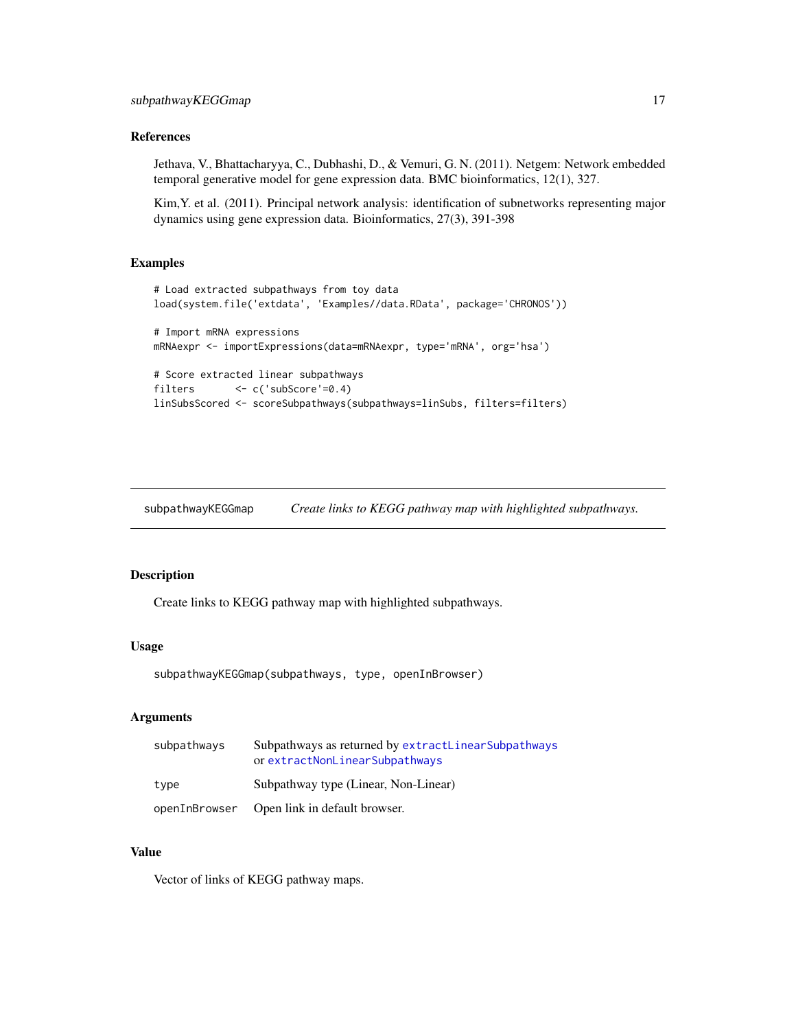### References

Jethava, V., Bhattacharyya, C., Dubhashi, D., & Vemuri, G. N. (2011). Netgem: Network embedded temporal generative model for gene expression data. BMC bioinformatics, 12(1), 327.

Kim,Y. et al. (2011). Principal network analysis: identification of subnetworks representing major dynamics using gene expression data. Bioinformatics, 27(3), 391-398

### Examples

```
# Load extracted subpathways from toy data
load(system.file('extdata', 'Examples//data.RData', package='CHRONOS'))

# Import mRNA expressions
mRNAexpr <- importExpressions(data=mRNAexpr, type='mRNA', org='hsa')

# Score extracted linear subpathways
filters       <- c('subScore'=0.4)
linSubsScored <- scoreSubpathways(subpathways=linSubs, filters=filters)
```

---

## subpathwayKEGGmap — *Create links to KEGG pathway map with highlighted subpathways.*

### Description

Create links to KEGG pathway map with highlighted subpathways.

### Usage

```
subpathwayKEGGmap(subpathways, type, openInBrowser)
```

### Arguments

| | |
|---|---|
| subpathways | Subpathways as returned by extractLinearSubpathways or extractNonLinearSubpathways |
| type | Subpathway type (Linear, Non-Linear) |
| openInBrowser | Open link in default browser. |

### Value

Vector of links of KEGG pathway maps.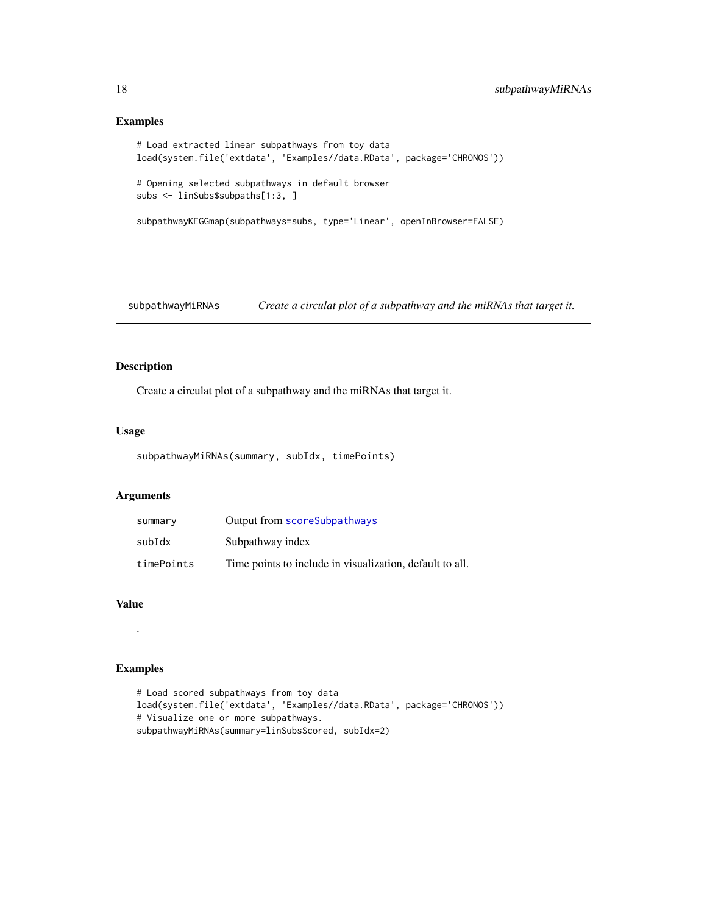## Examples

```
# Load extracted linear subpathways from toy data
load(system.file('extdata', 'Examples//data.RData', package='CHRONOS'))

# Opening selected subpathways in default browser
subs <- linSubs$subpaths[1:3, ]

subpathwayKEGGmap(subpathways=subs, type='Linear', openInBrowser=FALSE)
```

---

# subpathwayMiRNAs — *Create a circulat plot of a subpathway and the miRNAs that target it.*

## Description

Create a circulat plot of a subpathway and the miRNAs that target it.

## Usage

```
subpathwayMiRNAs(summary, subIdx, timePoints)
```

## Arguments

| | |
|---|---|
| summary | Output from scoreSubpathways |
| subIdx | Subpathway index |
| timePoints | Time points to include in visualization, default to all. |

## Value

.

## Examples

```
# Load scored subpathways from toy data
load(system.file('extdata', 'Examples//data.RData', package='CHRONOS'))
# Visualize one or more subpathways.
subpathwayMiRNAs(summary=linSubsScored, subIdx=2)
```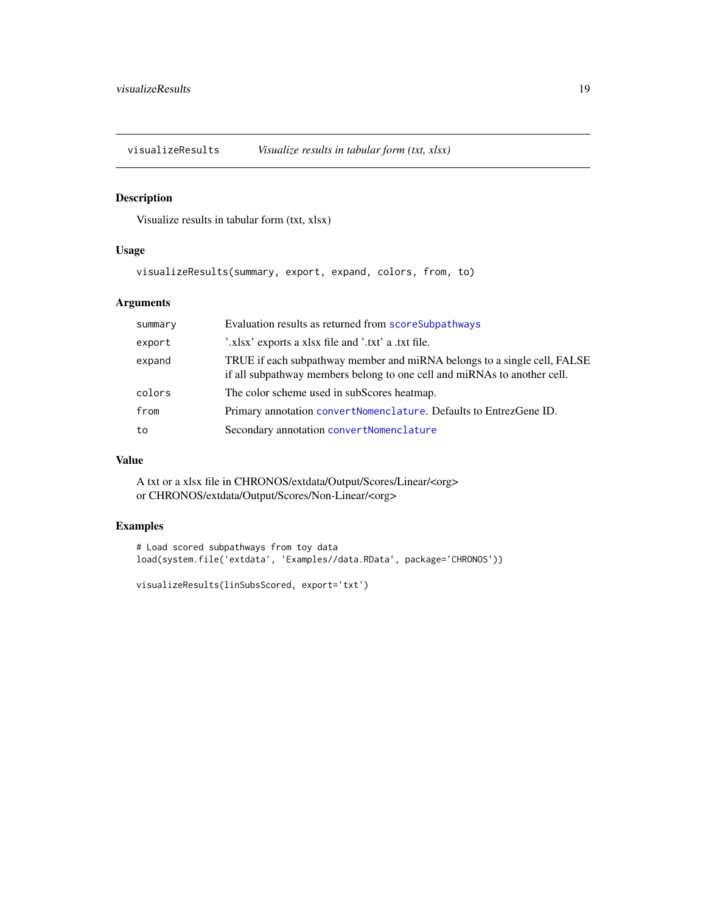## visualizeResults — *Visualize results in tabular form (txt, xlsx)*

### Description

Visualize results in tabular form (txt, xlsx)

### Usage

```
visualizeResults(summary, export, expand, colors, from, to)
```

### Arguments

| | |
|---|---|
| summary | Evaluation results as returned from scoreSubpathways |
| export | '.xlsx' exports a xlsx file and '.txt' a .txt file. |
| expand | TRUE if each subpathway member and miRNA belongs to a single cell, FALSE if all subpathway members belong to one cell and miRNAs to another cell. |
| colors | The color scheme used in subScores heatmap. |
| from | Primary annotation convertNomenclature. Defaults to EntrezGene ID. |
| to | Secondary annotation convertNomenclature |

### Value

A txt or a xlsx file in CHRONOS/extdata/Output/Scores/Linear/<org>
or CHRONOS/extdata/Output/Scores/Non-Linear/<org>

### Examples

```
# Load scored subpathways from toy data
load(system.file('extdata', 'Examples//data.RData', package='CHRONOS'))

visualizeResults(linSubsScored, export='txt')
```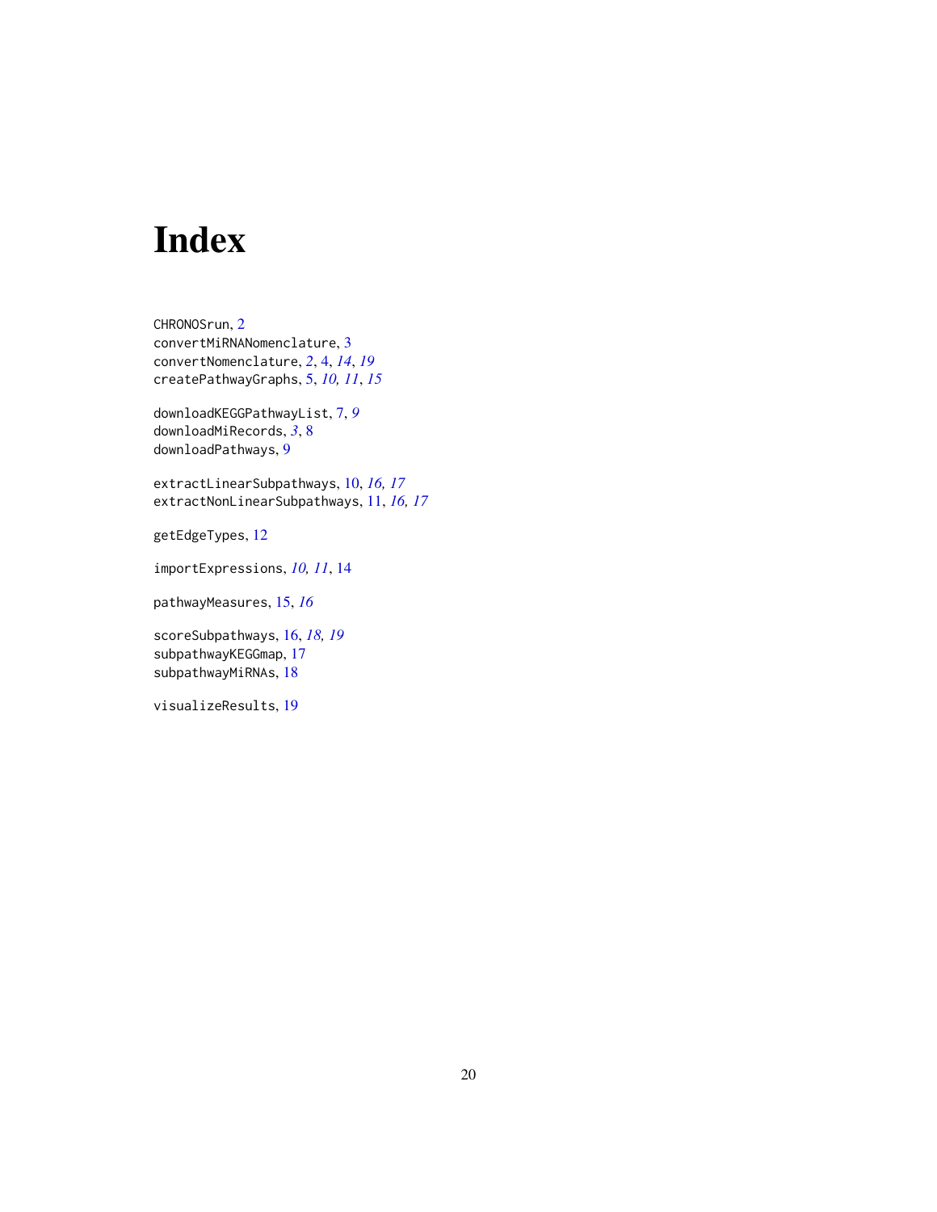# Index

CHRONOSrun, 2
convertMiRNANomenclature, 3
convertNomenclature, *2*, 4, *14*, *19*
createPathwayGraphs, 5, *10, 11*, *15*

downloadKEGGPathwayList, 7, *9*
downloadMiRecords, *3*, 8
downloadPathways, 9

extractLinearSubpathways, 10, *16, 17*
extractNonLinearSubpathways, 11, *16, 17*

getEdgeTypes, 12

importExpressions, *10, 11*, 14

pathwayMeasures, 15, *16*

scoreSubpathways, 16, *18, 19*
subpathwayKEGGmap, 17
subpathwayMiRNAs, 18

visualizeResults, 19